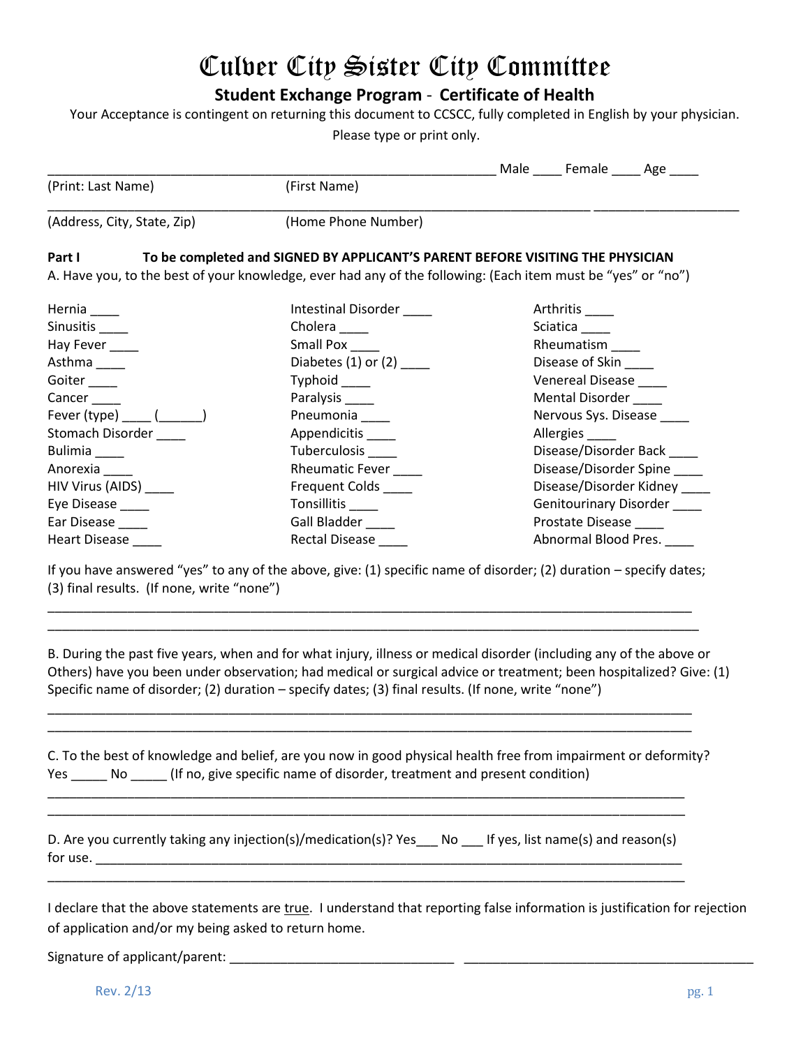# Culver City Sister City Committee

## Student Exchange Program - Certificate of Health

Your Acceptance is contingent on returning this document to CCSCC, fully completed in English by your physician.

Please type or print only.

_______________________________________________________________ Male ____ Female ____ Age ____

(Print: Last Name) (First Name)

_____________________________________________________________________ ____________________

(Address, City, State, Zip) (Home Phone Number)

**Part I To be completed and SIGNED BY APPLICANT'S PARENT BEFORE VISITING THE PHYSICIAN**

A. Have you, to the best of your knowledge, ever had any of the following: (Each item must be "yes" or "no")

| | | |
|---|---|---|
| Hernia ____ | Intestinal Disorder ____ | Arthritis ____ |
| Sinusitis ____ | Cholera ____ | Sciatica ____ |
| Hay Fever ____ | Small Pox ____ | Rheumatism ____ |
| Asthma ____ | Diabetes (1) or (2) ____ | Disease of Skin ____ |
| Goiter ____ | Typhoid ____ | Venereal Disease ____ |
| Cancer ____ | Paralysis ____ | Mental Disorder ____ |
| Fever (type) ____ (______) | Pneumonia ____ | Nervous Sys. Disease ____ |
| Stomach Disorder ____ | Appendicitis ____ | Allergies ____ |
| Bulimia ____ | Tuberculosis ____ | Disease/Disorder Back ____ |
| Anorexia ____ | Rheumatic Fever ____ | Disease/Disorder Spine ____ |
| HIV Virus (AIDS) ____ | Frequent Colds ____ | Disease/Disorder Kidney ____ |
| Eye Disease ____ | Tonsillitis ____ | Genitourinary Disorder ____ |
| Ear Disease ____ | Gall Bladder ____ | Prostate Disease ____ |
| Heart Disease ____ | Rectal Disease ____ | Abnormal Blood Pres. ____ |

If you have answered "yes" to any of the above, give: (1) specific name of disorder; (2) duration – specify dates; (3) final results. (If none, write "none")

_____________________________________________________________________________________

_____________________________________________________________________________________

B. During the past five years, when and for what injury, illness or medical disorder (including any of the above or Others) have you been under observation; had medical or surgical advice or treatment; been hospitalized? Give: (1) Specific name of disorder; (2) duration – specify dates; (3) final results. (If none, write "none")

_____________________________________________________________________________________

_____________________________________________________________________________________

C. To the best of knowledge and belief, are you now in good physical health free from impairment or deformity? Yes _____ No _____ (If no, give specific name of disorder, treatment and present condition)

_____________________________________________________________________________________

_____________________________________________________________________________________

D. Are you currently taking any injection(s)/medication(s)? Yes___ No ___ If yes, list name(s) and reason(s) for use. ______________________________________________________________________________

_____________________________________________________________________________________

I declare that the above statements are true. I understand that reporting false information is justification for rejection of application and/or my being asked to return home.

Signature of applicant/parent: _____________________________ _____________________________________

Rev. 2/13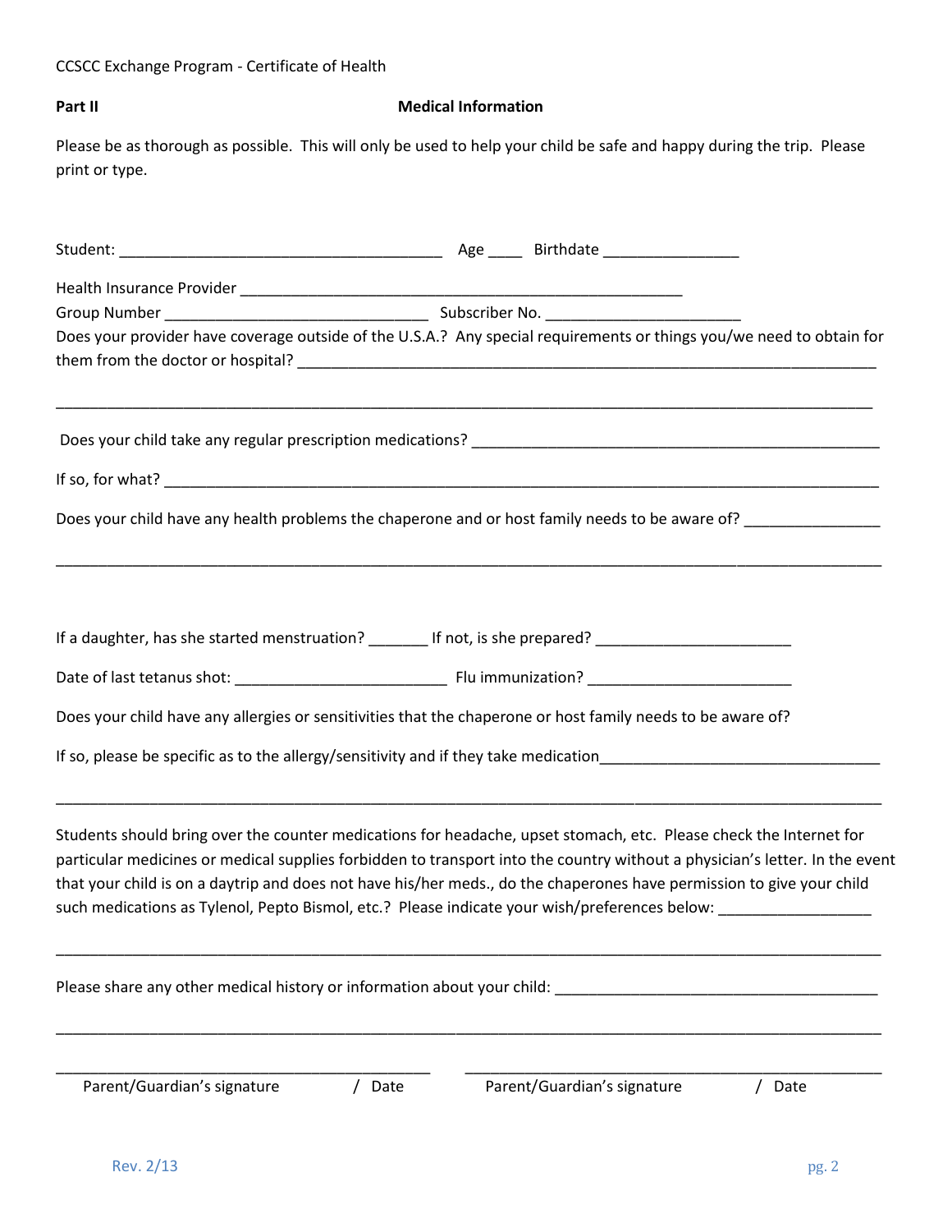CCSCC Exchange Program - Certificate of Health

**Part II** **Medical Information**

Please be as thorough as possible. This will only be used to help your child be safe and happy during the trip. Please print or type.

Student: ______________________________________ Age ____ Birthdate ________________

Health Insurance Provider _____________________________________________________

Group Number ______________________________ Subscriber No. ______________________

Does your provider have coverage outside of the U.S.A.? Any special requirements or things you/we need to obtain for them from the doctor or hospital? _______________________________________________________________________

_______________________________________________________________________________________________

Does your child take any regular prescription medications? _______________________________________________

If so, for what? ____________________________________________________________________________________

Does your child have any health problems the chaperone and or host family needs to be aware of? ________________

_______________________________________________________________________________________________

If a daughter, has she started menstruation? _______ If not, is she prepared? _______________________

Date of last tetanus shot: ________________________ Flu immunization? ________________________

Does your child have any allergies or sensitivities that the chaperone or host family needs to be aware of?

If so, please be specific as to the allergy/sensitivity and if they take medication_________________________________

_______________________________________________________________________________________________

Students should bring over the counter medications for headache, upset stomach, etc. Please check the Internet for particular medicines or medical supplies forbidden to transport into the country without a physician's letter. In the event that your child is on a daytrip and does not have his/her meds., do the chaperones have permission to give your child such medications as Tylenol, Pepto Bismol, etc.? Please indicate your wish/preferences below: __________________

_______________________________________________________________________________________________

Please share any other medical history or information about your child: ______________________________________

_______________________________________________________________________________________________

___________________________________________ ___________________________________________

Parent/Guardian's signature / Date Parent/Guardian's signature / Date

Rev. 2/13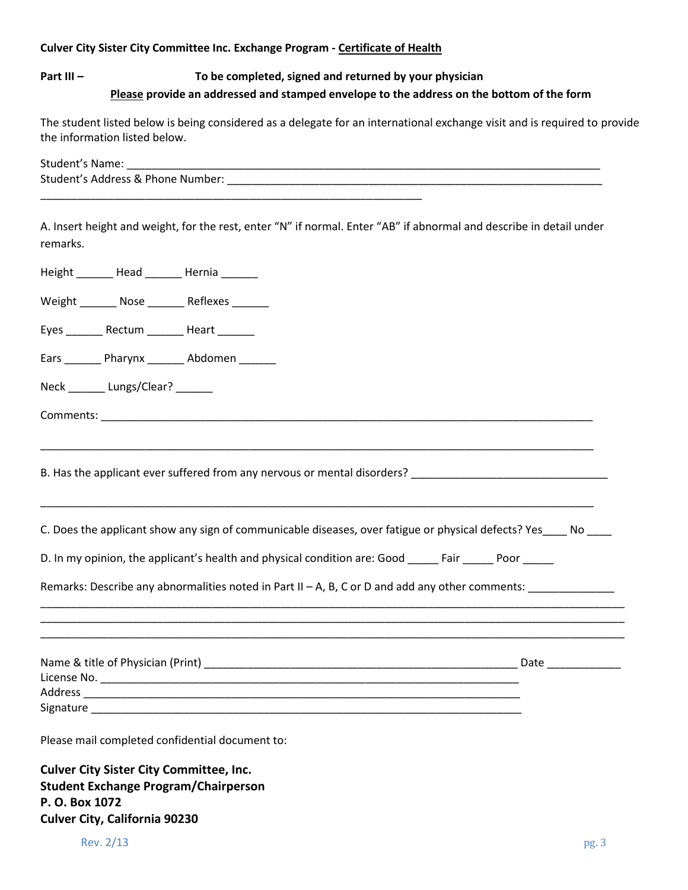**Culver City Sister City Committee Inc. Exchange Program - Certificate of Health**

**Part III – To be completed, signed and returned by your physician**

**Please provide an addressed and stamped envelope to the address on the bottom of the form**

The student listed below is being considered as a delegate for an international exchange visit and is required to provide the information listed below.

Student's Name: ___________________________________________________________________________

Student's Address & Phone Number: ___________________________________________________________

_________________________________________________________

A. Insert height and weight, for the rest, enter "N" if normal. Enter "AB" if abnormal and describe in detail under remarks.

Height ______ Head ______ Hernia ______

Weight ______ Nose ______ Reflexes ______

Eyes ______ Rectum ______ Heart ______

Ears ______ Pharynx ______ Abdomen ______

Neck ______ Lungs/Clear? ______

Comments: ___________________________________________________________________________

___________________________________________________________________________________

B. Has the applicant ever suffered from any nervous or mental disorders? _____________________________

___________________________________________________________________________________

C. Does the applicant show any sign of communicable diseases, over fatigue or physical defects? Yes____ No ____

D. In my opinion, the applicant's health and physical condition are: Good _____ Fair _____ Poor _____

Remarks: Describe any abnormalities noted in Part II – A, B, C or D and add any other comments: _____________

_____________________________________________________________________________________

_____________________________________________________________________________________

_____________________________________________________________________________________

Name & title of Physician (Print) ________________________________________________ Date ____________

License No. ______________________________________________________________

Address _________________________________________________________________

Signature _______________________________________________________________

Please mail completed confidential document to:

**Culver City Sister City Committee, Inc.**
**Student Exchange Program/Chairperson**
**P. O. Box 1072**
**Culver City, California 90230**

Rev. 2/13